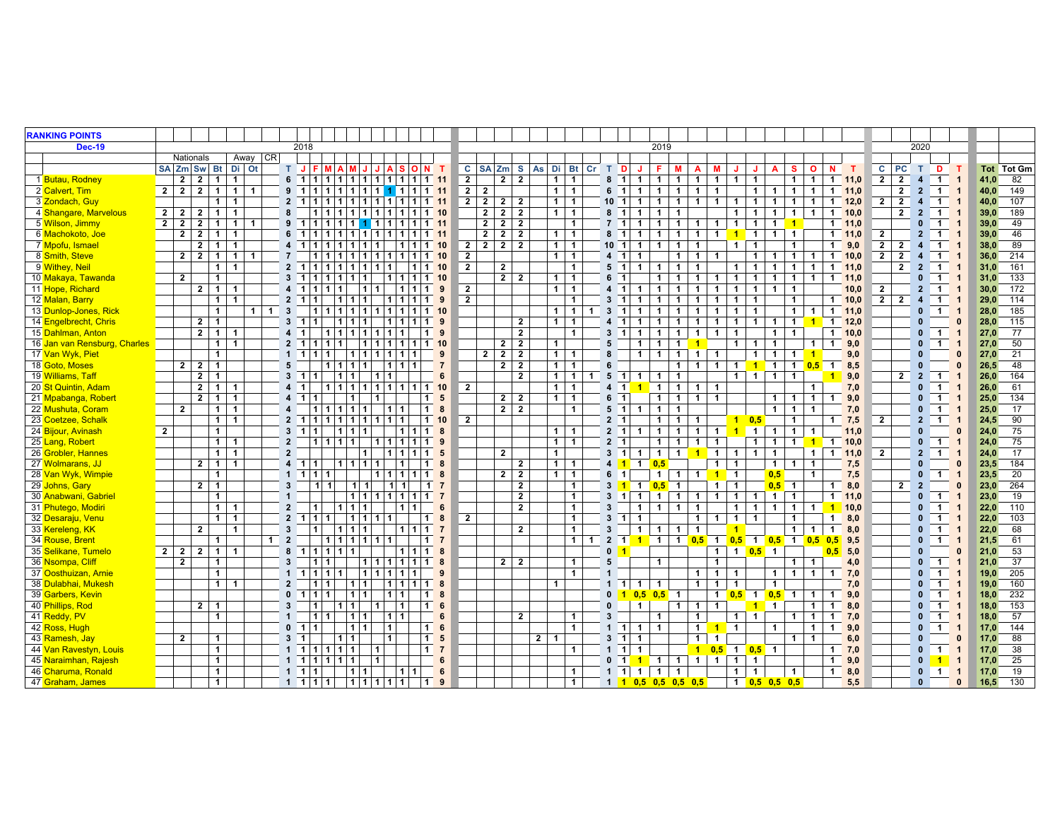| | RANKING POINTS | 2018 | | | | | | | | | | | | | | | | | | | | 2019 | | | | | | | | | | | | | | | | | | | | | | 2020 | | | | | | |
|---|---|---|---|---|---|---|---|---|---|---|---|---|---|---|---|---|---|---|---|---|---|---|---|---|---|---|---|---|---|---|---|---|---|---|---|---|---|---|---|---|---|---|---|---|---|---|---|---|---|---|
| | Dec-19 | Nationals | | | | Away | | CR | | | | | | | | | | | | | | | | | | | | | | | | | | | | | | | | | | | | | | | | | | |
| | | SA | Zm | Sw | Bt | Di | Ot | | T | J | F | M | A | M | J | J | A | S | O | N | T | C | SA | Zm | S | As | Di | Bt | Cr | T | D | J | F | M | A | M | J | J | A | S | O | N | T | C | PC | T | D | T | Tot | Tot Gm |
| 1 | Butau, Rodney | | 2 | 2 | 1 | 1 | | | 6 | 1 | 1 | 1 | 1 | 1 | 1 | 1 | 1 | 1 | 1 | 1 | 11 | 2 | | 2 | 2 | | 1 | 1 | | 8 | 1 | 1 | 1 | 1 | 1 | 1 | 1 | 1 | | 1 | 1 | 1 | 11,0 | 2 | 2 | 4 | 1 | 1 | 41,0 | 82 |
| 2 | Calvert, Tim | 2 | 2 | 2 | 1 | 1 | 1 | | 9 | 1 | 1 | 1 | 1 | 1 | 1 | 1 | 1 | 1 | 1 | 1 | 11 | 2 | 2 | | | | 1 | 1 | | 6 | 1 | 1 | 1 | 1 | 1 | 1 | | 1 | 1 | 1 | 1 | 1 | 11,0 | | 2 | 2 | 1 | 1 | 40,0 | 149 |
| 3 | Zondach, Guy | | | | 1 | 1 | | | 2 | 1 | 1 | 1 | 1 | 1 | 1 | 1 | 1 | 1 | 1 | 1 | 11 | 2 | 2 | 2 | 2 | | 1 | 1 | | 10 | 1 | 1 | 1 | 1 | 1 | 1 | 1 | 1 | 1 | 1 | 1 | 1 | 12,0 | 2 | 2 | 4 | 1 | 1 | 40,0 | 107 |
| 4 | Shangare, Marvelous | 2 | 2 | 2 | 1 | 1 | | | 8 | | 1 | 1 | 1 | 1 | 1 | 1 | 1 | 1 | 1 | 1 | 10 | | 2 | 2 | 2 | | 1 | 1 | | 8 | 1 | 1 | 1 | 1 | | | 1 | 1 | 1 | 1 | 1 | 1 | 10,0 | | 2 | 2 | 1 | 1 | 39,0 | 189 |
| 5 | Wilson, Jimmy | 2 | 2 | 2 | 1 | 1 | 1 | | 9 | 1 | 1 | 1 | 1 | 1 | 1 | 1 | 1 | 1 | 1 | 1 | 11 | | 2 | 2 | 2 | | | 1 | | 7 | 1 | 1 | 1 | 1 | 1 | 1 | 1 | 1 | 1 | 1 | | 1 | 11,0 | | | 0 | 1 | 1 | 39,0 | 49 |
| 6 | Machokoto, Joe | | 2 | 2 | 1 | 1 | | | 6 | 1 | 1 | 1 | 1 | 1 | 1 | 1 | 1 | 1 | 1 | 1 | 11 | | 2 | 2 | 2 | | 1 | 1 | | 8 | 1 | 1 | 1 | 1 | 1 | 1 | 1 | 1 | 1 | 1 | | 1 | 11,0 | 2 | | 2 | 1 | 1 | 39,0 | 46 |
| 7 | Mpofu, Ismael | | | 2 | 1 | 1 | | | 4 | 1 | 1 | 1 | 1 | 1 | 1 | 1 | | 1 | 1 | 1 | 10 | 2 | 2 | 2 | 2 | | 1 | 1 | | 10 | 1 | 1 | 1 | 1 | 1 | | 1 | 1 | | 1 | | 1 | 9,0 | 2 | 2 | 4 | 1 | 1 | 38,0 | 89 |
| 8 | Smith, Steve | | 2 | 2 | 1 | 1 | 1 | | 7 | | 1 | 1 | 1 | 1 | 1 | 1 | 1 | 1 | 1 | 1 | 10 | 2 | | | | | 1 | 1 | | 4 | 1 | 1 | | 1 | 1 | 1 | | 1 | 1 | 1 | 1 | 1 | 10,0 | 2 | 2 | 4 | 1 | 1 | 36,0 | 214 |
| 9 | Withey, Neil | | | | 1 | 1 | | | 2 | 1 | 1 | 1 | 1 | 1 | 1 | 1 | 1 | | 1 | 1 | 10 | 2 | | 2 | | | | 1 | | 5 | 1 | 1 | 1 | 1 | 1 | | 1 | 1 | 1 | 1 | 1 | 1 | 11,0 | | 2 | 2 | 1 | 1 | 31,0 | 161 |
| 10 | Makaya, Tawanda | | 2 | | 1 | | | | 3 | 1 | 1 | 1 | 1 | 1 | 1 | | 1 | 1 | 1 | 1 | 10 | | | 2 | 2 | | 1 | 1 | | 6 | 1 | | 1 | 1 | 1 | 1 | 1 | 1 | 1 | 1 | 1 | 1 | 11,0 | | | 0 | 1 | 1 | 31,0 | 133 |
| 11 | Hope, Richard | | | 2 | 1 | 1 | | | 4 | 1 | 1 | 1 | 1 | | 1 | 1 | | 1 | 1 | 1 | 9 | 2 | | | | | 1 | 1 | | 4 | 1 | 1 | 1 | 1 | 1 | 1 | 1 | 1 | 1 | 1 | | | 10,0 | 2 | | 2 | 1 | 1 | 30,0 | 172 |
| 12 | Malan, Barry | | | | 1 | 1 | | | 2 | 1 | 1 | | 1 | 1 | 1 | | 1 | 1 | 1 | 1 | 9 | 2 | | | | | | 1 | | 3 | 1 | 1 | 1 | 1 | 1 | 1 | 1 | 1 | | 1 | | 1 | 10,0 | 2 | 2 | 4 | 1 | 1 | 29,0 | 114 |
| 13 | Dunlop-Jones, Rick | | | | 1 | | 1 | 1 | 3 | | 1 | 1 | 1 | 1 | 1 | 1 | 1 | 1 | 1 | 1 | 10 | | | | | | 1 | 1 | 1 | 3 | 1 | 1 | 1 | 1 | 1 | 1 | 1 | 1 | | 1 | 1 | 1 | 11,0 | | | 0 | 1 | 1 | 28,0 | 185 |
| 14 | Engelbrecht, Chris | | | 2 | 1 | | | | 3 | 1 | 1 | | 1 | 1 | 1 | 1 | | 1 | 1 | 1 | 9 | | | | 2 | | 1 | 1 | | 4 | 1 | 1 | 1 | 1 | 1 | 1 | 1 | 1 | 1 | 1 | 1 | 1 | 12,0 | | | 0 | | 0 | 28,0 | 115 |
| 15 | Dahlman, Anton | | | 2 | 1 | 1 | | | 4 | 1 | | 1 | 1 | 1 | 1 | 1 | 1 | 1 | | 1 | 9 | | | | 2 | | | 1 | | 3 | 1 | 1 | 1 | 1 | 1 | 1 | 1 | | 1 | 1 | | 1 | 10,0 | | | 0 | 1 | 1 | 27,0 | 77 |
| 16 | Jan van Rensburg, Charles | | | | 1 | 1 | | | 2 | 1 | 1 | 1 | 1 | | 1 | 1 | 1 | 1 | 1 | 1 | 10 | | | 2 | 2 | | 1 | | | 5 | | 1 | 1 | 1 | 1 | | 1 | 1 | | | 1 | 1 | 9,0 | | | 0 | 1 | 1 | 27,0 | 50 |
| 17 | Van Wyk, Piet | | | | 1 | | | | 1 | 1 | 1 | 1 | 1 | | 1 | 1 | 1 | 1 | 1 | | 9 | | 2 | 2 | 2 | | 1 | 1 | | 8 | | 1 | 1 | 1 | 1 | 1 | | 1 | 1 | 1 | 1 | | 9,0 | | | 0 | | 0 | 27,0 | 21 |
| 18 | Goto, Moses | | 2 | 2 | 1 | | | | 5 | | | 1 | 1 | 1 | 1 | | 1 | 1 | 1 | | 7 | | | 2 | 2 | | 1 | 1 | | 6 | | | 1 | 1 | 1 | 1 | 1 | 1 | 1 | 1 | 0,5 | | 8,5 | | | 0 | | 0 | 26,5 | 48 |
| 19 | Williams, Taff | | | 2 | 1 | | | | 3 | 1 | 1 | | 1 | 1 | | 1 | 1 | | | | 6 | | | | 2 | | 1 | 1 | 1 | 5 | 1 | 1 | 1 | 1 | | | 1 | 1 | 1 | 1 | | 1 | 9,0 | | 2 | 2 | 1 | 1 | 26,0 | 164 |
| 20 | St Quintin, Adam | | | 2 | 1 | 1 | | | 4 | 1 | | 1 | 1 | 1 | 1 | 1 | 1 | 1 | 1 | 1 | 10 | 2 | | | | | 1 | 1 | | 4 | 1 | 1 | 1 | 1 | 1 | 1 | | | | | 1 | | 7,0 | | | 0 | 1 | 1 | 26,0 | 61 |
| 21 | Mpabanga, Robert | | | 2 | 1 | 1 | | | 4 | 1 | 1 | | | 1 | | 1 | | | | 1 | 5 | | | 2 | 2 | | 1 | 1 | | 6 | 1 | | 1 | 1 | 1 | 1 | | | 1 | 1 | 1 | 1 | 9,0 | | | 0 | 1 | 1 | 25,0 | 134 |
| 22 | Mushuta, Coram | | 2 | | 1 | 1 | | | 4 | | 1 | 1 | 1 | 1 | 1 | | 1 | 1 | | 1 | 8 | | | 2 | 2 | | | 1 | | 5 | 1 | 1 | 1 | 1 | | | | | 1 | 1 | 1 | | 7,0 | | | 0 | 1 | 1 | 25,0 | 17 |
| 23 | Coetzee, Schalk | | | | 1 | 1 | | | 2 | 1 | 1 | 1 | 1 | 1 | 1 | 1 | 1 | 1 | | 1 | 10 | 2 | | | | | | | | 2 | 1 | | 1 | 1 | 1 | | 1 | 0,5 | | 1 | | 1 | 7,5 | 2 | | 2 | 1 | 1 | 24,5 | 90 |
| 24 | Bijour, Avinash | 2 | | | 1 | | | | 3 | 1 | 1 | | 1 | 1 | 1 | | | 1 | 1 | 1 | 8 | | | | | | 1 | 1 | | 2 | 1 | 1 | 1 | 1 | 1 | 1 | 1 | 1 | 1 | 1 | 1 | | 11,0 | | | 0 | | 0 | 24,0 | 75 |
| 25 | Lang, Robert | | | | 1 | 1 | | | 2 | | 1 | 1 | 1 | 1 | | 1 | 1 | 1 | 1 | 1 | 9 | | | | | | 1 | 1 | | 2 | 1 | | 1 | 1 | 1 | 1 | | 1 | 1 | 1 | 1 | 1 | 10,0 | | | 0 | 1 | 1 | 24,0 | 75 |
| 26 | Grobler, Hannes | | | | 1 | 1 | | | 2 | | | | | | | 1 | 1 | 1 | 1 | 1 | 5 | | | 2 | | | 1 | | | 3 | 1 | 1 | 1 | 1 | 1 | 1 | 1 | 1 | 1 | | 1 | 1 | 11,0 | 2 | | 2 | 1 | 1 | 24,0 | 17 |
| 27 | Wolmarans, JJ | | | 2 | 1 | 1 | | | 4 | 1 | 1 | | 1 | 1 | 1 | 1 | | 1 | | 1 | 8 | | | | 2 | | 1 | 1 | | 4 | 1 | 1 | 0,5 | | | 1 | 1 | | 1 | 1 | 1 | | 7,5 | | | 0 | | 0 | 23,5 | 184 |
| 28 | Van Wyk, Wimpie | | | | 1 | | | | 1 | 1 | 1 | 1 | | | | 1 | 1 | 1 | 1 | 1 | 8 | | | 2 | 2 | | 1 | 1 | | 6 | 1 | | 1 | 1 | 1 | 1 | 1 | | 0,5 | | 1 | | 7,5 | | | 0 | 1 | 1 | 23,5 | 20 |
| 29 | Johns, Gary | | | 2 | 1 | | | | 3 | | 1 | 1 | | 1 | 1 | | 1 | 1 | | 1 | 7 | | | | 2 | | | 1 | | 3 | 1 | 1 | 0,5 | 1 | | 1 | 1 | | 0,5 | 1 | | 1 | 8,0 | | 2 | 2 | | 0 | 23,0 | 264 |
| 30 | Anabwani, Gabriel | | | | 1 | | | | 1 | | | | | 1 | 1 | 1 | 1 | 1 | 1 | 1 | 7 | | | | 2 | | | 1 | | 3 | 1 | 1 | 1 | 1 | 1 | 1 | 1 | 1 | 1 | 1 | 1 | | 11,0 | | | 0 | 1 | 1 | 23,0 | 19 |
| 31 | Phutego, Modiri | | | | 1 | 1 | | | 2 | | 1 | | 1 | 1 | 1 | | | 1 | 1 | | 6 | | | | 2 | | | 1 | | 3 | | 1 | 1 | 1 | 1 | | 1 | 1 | 1 | 1 | 1 | 1 | 10,0 | | | 0 | 1 | 1 | 22,0 | 110 |
| 32 | Desaraju, Venu | | | | 1 | 1 | | | 2 | 1 | 1 | 1 | | 1 | 1 | 1 | 1 | | | 1 | 8 | 2 | | | | | | 1 | | 3 | 1 | 1 | | | 1 | 1 | 1 | 1 | | 1 | | 1 | 8,0 | | | 0 | 1 | 1 | 22,0 | 103 |
| 33 | Kereleng, KK | | | 2 | | 1 | | | 3 | | 1 | | 1 | 1 | 1 | | | 1 | 1 | 1 | 7 | | | | 2 | | | 1 | | 3 | | 1 | 1 | 1 | 1 | | 1 | | | 1 | 1 | 1 | 8,0 | | | 0 | 1 | 1 | 22,0 | 68 |
| 34 | Rouse, Brent | | | | 1 | | | 1 | 2 | | | 1 | 1 | 1 | 1 | 1 | 1 | | | 1 | 7 | | | | | | | 1 | 1 | 2 | 1 | 1 | 1 | 1 | 0,5 | 1 | 0,5 | 1 | 0,5 | 1 | 0,5 | 0,5 | 9,5 | | | 0 | 1 | 1 | 21,5 | 61 |
| 35 | Selikane, Tumelo | 2 | 2 | 2 | 1 | 1 | | | 8 | 1 | 1 | 1 | 1 | 1 | | | | 1 | 1 | 1 | 8 | | | | | | | | | 0 | 1 | | | | | 1 | 1 | 0,5 | 1 | | | 0,5 | 5,0 | | | 0 | | 0 | 21,0 | 53 |
| 36 | Nsompa, Cliff | | 2 | | 1 | | | | 3 | | 1 | 1 | | | 1 | 1 | 1 | 1 | 1 | 1 | 8 | | | 2 | 2 | | | 1 | | 5 | | | 1 | | | 1 | | | | 1 | 1 | | 4,0 | | | 0 | 1 | 1 | 21,0 | 37 |
| 37 | Oosthuizan, Arnie | | | | 1 | | | | 1 | 1 | 1 | 1 | 1 | | 1 | 1 | 1 | 1 | 1 | | 9 | | | | | | | 1 | | 1 | | | | | 1 | 1 | 1 | | 1 | 1 | 1 | 1 | 7,0 | | | 0 | 1 | 1 | 19,0 | 205 |
| 38 | Dulabhai, Mukesh | | | | 1 | 1 | | | 2 | | 1 | 1 | | 1 | 1 | | 1 | 1 | 1 | 1 | 8 | | | | | | 1 | | | 1 | 1 | 1 | 1 | | 1 | 1 | 1 | | 1 | | | | 7,0 | | | 0 | 1 | 1 | 19,0 | 160 |
| 39 | Garbers, Kevin | | | | | | | | 0 | 1 | 1 | 1 | | 1 | 1 | | 1 | 1 | | 1 | 8 | | | | | | | | | 0 | 1 | 0,5 | 0,5 | 1 | | 1 | 0,5 | 1 | 0,5 | 1 | 1 | 1 | 9,0 | | | 0 | 1 | 1 | 18,0 | 232 |
| 40 | Phillips, Rod | | | 2 | 1 | | | | 3 | | 1 | | 1 | 1 | | 1 | | 1 | | 1 | 6 | | | | | | | | | 0 | | 1 | | 1 | 1 | 1 | | 1 | 1 | | 1 | 1 | 8,0 | | | 0 | 1 | 1 | 18,0 | 153 |
| 41 | Reddy, PV | | | | 1 | | | | 1 | | 1 | 1 | | 1 | 1 | | 1 | 1 | | | 6 | | | | 2 | | | 1 | | 3 | | | 1 | | 1 | | 1 | 1 | | 1 | 1 | 1 | 7,0 | | | 0 | 1 | 1 | 18,0 | 57 |
| 42 | Ross, Hugh | | | | | | | | 0 | 1 | 1 | | | 1 | 1 | | 1 | | | 1 | 6 | | | | | | | 1 | | 1 | 1 | 1 | 1 | | 1 | 1 | 1 | | 1 | | 1 | 1 | 9,0 | | | 0 | 1 | 1 | 17,0 | 144 |
| 43 | Ramesh, Jay | | 2 | | 1 | | | | 3 | 1 | | | 1 | 1 | | | 1 | | | 1 | 5 | | | | | 2 | 1 | | | 3 | 1 | 1 | | | 1 | 1 | | | | 1 | 1 | | 6,0 | | | 0 | | 0 | 17,0 | 88 |
| 44 | Van Ravestyn, Louis | | | | 1 | | | | 1 | 1 | 1 | 1 | 1 | 1 | | 1 | | | | 1 | 7 | | | | | | | 1 | | 1 | 1 | 1 | | | 1 | 0,5 | 1 | 0,5 | 1 | | | 1 | 7,0 | | | 0 | 1 | 1 | 17,0 | 38 |
| 45 | Naraimhan, Rajesh | | | | 1 | | | | 1 | 1 | 1 | 1 | 1 | 1 | | 1 | | | | | 6 | | | | | | | | | 0 | 1 | 1 | 1 | 1 | 1 | 1 | 1 | 1 | | | | 1 | 9,0 | | | 0 | 1 | 1 | 17,0 | 25 |
| 46 | Charuma, Ronald | | | | 1 | | | | 1 | 1 | 1 | | | 1 | 1 | | | 1 | 1 | | 6 | | | | | | | 1 | | 1 | 1 | 1 | 1 | 1 | | | 1 | 1 | | 1 | | 1 | 8,0 | | | 0 | 1 | 1 | 17,0 | 19 |
| 47 | Graham, James | | | | 1 | | | | 1 | 1 | 1 | 1 | | 1 | 1 | 1 | 1 | 1 | | 1 | 9 | | | | | | | 1 | | 1 | 1 | 0,5 | 0,5 | 0,5 | 0,5 | | 1 | 0,5 | 0,5 | 0,5 | | | 5,5 | | | 0 | | 0 | 16,5 | 130 |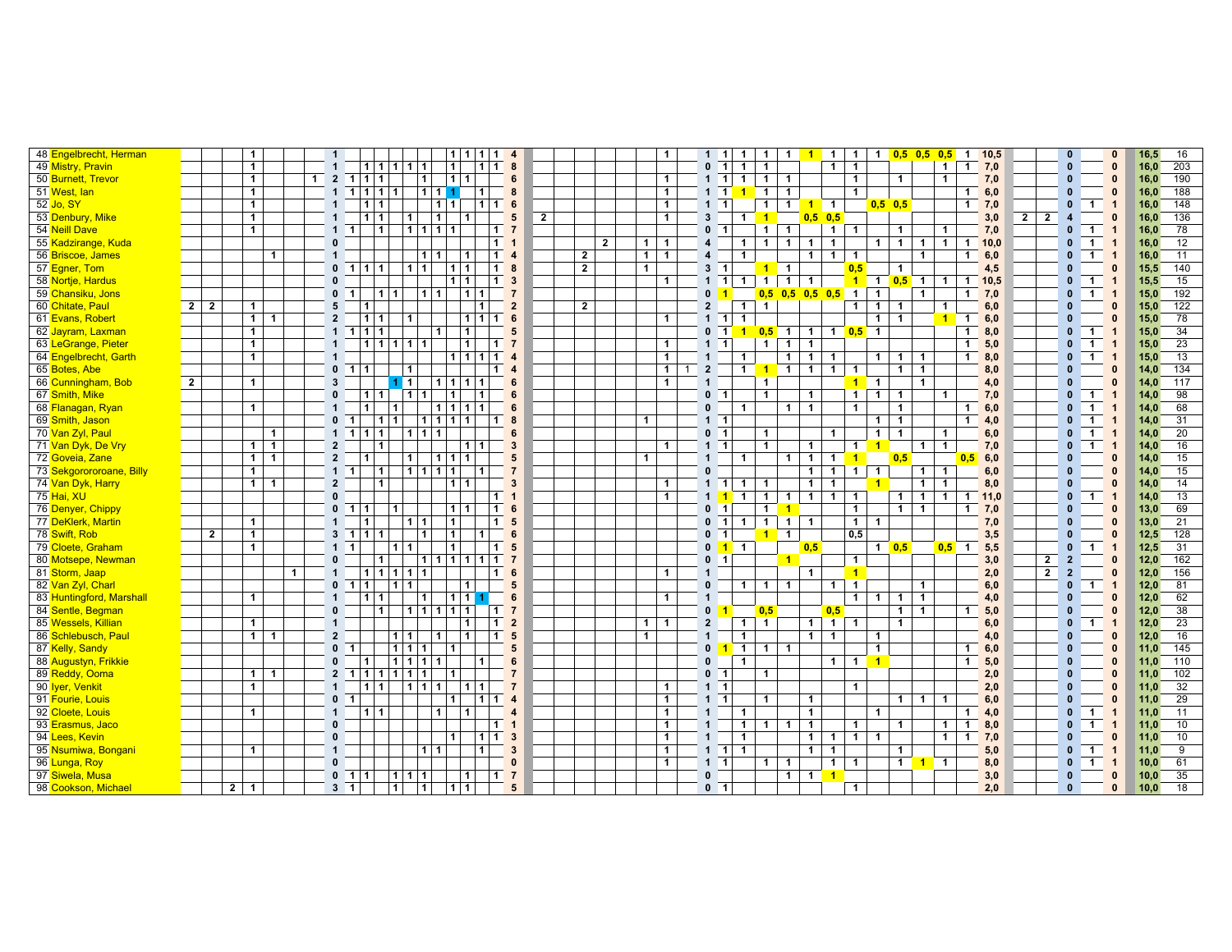| | | | | | | | | | | | | | | | | | | | | | | | | | | | | | | | | | | | | | | | | | | | | | | | | | | |
|---|---|---|---|---|---|---|---|---|---|---|---|---|---|---|---|---|---|---|---|---|---|---|---|---|---|---|---|---|---|---|---|---|---|---|---|---|---|---|---|---|---|---|---|---|---|---|---|---|---|---|
| 48 | Engelbrecht, Herman | | | | 1 | | | | 1 | | | | | | | | 1 | 1 | 1 | 1 | 4 | | | | | | | 1 | | 1 | 1 | 1 | 1 | 1 | 1 | 1 | 1 | 1 | 0,5 | 0,5 | 0,5 | 1 | 10,5 | | | 0 | | 0 | 16,5 | 16 |
| 49 | Mistry, Pravin | | | | 1 | | | | 1 | | 1 | 1 | 1 | 1 | 1 | | 1 | | 1 | 1 | 8 | | | | | | | | | 0 | 1 | 1 | 1 | | | 1 | 1 | | | | 1 | 1 | 7,0 | | | 0 | | 0 | 16,0 | 203 |
| 50 | Burnett, Trevor | | | | 1 | | | 1 | 2 | 1 | 1 | 1 | | | 1 | | 1 | 1 | | | 6 | | | | | | | 1 | | 1 | 1 | 1 | 1 | 1 | | | 1 | | 1 | | 1 | | 7,0 | | | 0 | | 0 | 16,0 | 190 |
| 51 | West, Ian | | | | 1 | | | | 1 | 1 | 1 | 1 | 1 | | 1 | 1 | 1 | | 1 | | 8 | | | | | | | 1 | | 1 | 1 | 1 | 1 | 1 | | | 1 | | | | | 1 | 6,0 | | | 0 | | 0 | 16,0 | 188 |
| 52 | Jo, SY | | | | 1 | | | | 1 | | 1 | 1 | | | | 1 | 1 | | 1 | 1 | 6 | | | | | | | 1 | | 1 | 1 | | 1 | 1 | 1 | 1 | | 0,5 | 0,5 | | | 1 | 7,0 | | | 0 | 1 | 1 | 16,0 | 148 |
| 53 | Denbury, Mike | | | | 1 | | | | 1 | | 1 | 1 | | 1 | | 1 | | 1 | | | 5 | 2 | | | | | | 1 | | 3 | | 1 | 1 | | 0,5 | 0,5 | | | | | | | 3,0 | 2 | 2 | 4 | | 0 | 16,0 | 136 |
| 54 | Neill Dave | | | | 1 | | | | 1 | 1 | | 1 | | 1 | 1 | 1 | 1 | | | 1 | 7 | | | | | | | | | 0 | 1 | | 1 | 1 | | 1 | 1 | | 1 | | 1 | | 7,0 | | | 0 | 1 | 1 | 16,0 | 78 |
| 55 | Kadzirange, Kuda | | | | | | | | 0 | | | | | | | | | | | 1 | 1 | | | | 2 | | 1 | 1 | | 4 | | 1 | 1 | 1 | 1 | 1 | | 1 | 1 | 1 | 1 | 1 | 10,0 | | | 0 | 1 | 1 | 16,0 | 12 |
| 56 | Briscoe, James | | | | | 1 | | | 1 | | | | | | 1 | 1 | | 1 | | 1 | 4 | | | 2 | | | 1 | 1 | | 4 | | 1 | | | 1 | 1 | 1 | | | 1 | | 1 | 6,0 | | | 0 | 1 | 1 | 16,0 | 11 |
| 57 | Egner, Tom | | | | | | | | 0 | 1 | 1 | 1 | | 1 | 1 | | 1 | 1 | | 1 | 8 | | | 2 | | | 1 | | | 3 | 1 | | 1 | 1 | | | 0,5 | | 1 | | | | 4,5 | | | 0 | | 0 | 15,5 | 140 |
| 58 | Nortje, Hardus | | | | | | | | 0 | | | | | | | | 1 | 1 | | 1 | 3 | | | | | | | 1 | | 1 | 1 | 1 | 1 | 1 | 1 | | 1 | 1 | 0,5 | 1 | 1 | 1 | 10,5 | | | 0 | 1 | 1 | 15,5 | 15 |
| 59 | Chansiku, Jons | | | | | | | | 0 | 1 | | 1 | 1 | | 1 | 1 | | 1 | 1 | | 7 | | | | | | | | | 0 | 1 | | 0,5 | 0,5 | 0,5 | 0,5 | 1 | 1 | | 1 | | 1 | 7,0 | | | 0 | 1 | 1 | 15,0 | 192 |
| 60 | Chitate, Paul | 2 | 2 | | 1 | | | | 5 | | 1 | | | | | | | | 1 | | 2 | | | 2 | | | | | | 2 | | 1 | 1 | | | | 1 | 1 | 1 | | 1 | | 6,0 | | | 0 | | 0 | 15,0 | 122 |
| 61 | Evans, Robert | | | | 1 | 1 | | | 2 | | 1 | 1 | | 1 | | | | 1 | 1 | 1 | 6 | | | | | | | 1 | | 1 | 1 | 1 | | | | | | 1 | 1 | | 1 | 1 | 6,0 | | | 0 | | 0 | 15,0 | 78 |
| 62 | Jayram, Laxman | | | | 1 | | | | 1 | 1 | 1 | 1 | | | | 1 | | 1 | | | 5 | | | | | | | | | 0 | 1 | 1 | 0,5 | 1 | 1 | 1 | 0,5 | 1 | | | | 1 | 8,0 | | | 0 | 1 | 1 | 15,0 | 34 |
| 63 | LeGrange, Pieter | | | | 1 | | | | 1 | | 1 | 1 | 1 | 1 | 1 | | | 1 | | 1 | 7 | | | | | | | 1 | | 1 | 1 | | 1 | 1 | 1 | | | | | | | 1 | 5,0 | | | 0 | 1 | 1 | 15,0 | 23 |
| 64 | Engelbrecht, Garth | | | | 1 | | | | 1 | | | | | | | | 1 | 1 | 1 | 1 | 4 | | | | | | | 1 | | 1 | | 1 | | 1 | 1 | 1 | | 1 | 1 | 1 | | 1 | 8,0 | | | 0 | 1 | 1 | 15,0 | 13 |
| 65 | Botes, Abe | | | | | | | | 0 | 1 | 1 | | | 1 | | | | | | 1 | 4 | | | | | | | 1 | 1 | 2 | | 1 | 1 | 1 | 1 | 1 | 1 | | 1 | 1 | | | 8,0 | | | 0 | | 0 | 14,0 | 134 |
| 66 | Cunningham, Bob | 2 | | | 1 | | | | 3 | | | | 1 | 1 | | 1 | 1 | 1 | 1 | | 6 | | | | | | | 1 | | 1 | | | 1 | | | | 1 | 1 | | 1 | | | 4,0 | | | 0 | | 0 | 14,0 | 117 |
| 67 | Smith, Mike | | | | | | | | 0 | | 1 | 1 | | 1 | 1 | | 1 | | 1 | | 6 | | | | | | | | | 0 | 1 | | 1 | | 1 | | 1 | 1 | 1 | | 1 | | 7,0 | | | 0 | 1 | 1 | 14,0 | 98 |
| 68 | Flanagan, Ryan | | | | 1 | | | | 1 | | 1 | | 1 | | | 1 | 1 | 1 | 1 | | 6 | | | | | | | | | 0 | | 1 | | 1 | 1 | | 1 | | 1 | | | 1 | 6,0 | | | 0 | 1 | 1 | 14,0 | 68 |
| 69 | Smith, Jason | | | | | | | | 0 | 1 | | 1 | 1 | | 1 | 1 | 1 | 1 | | 1 | 8 | | | | | | 1 | | | 1 | 1 | | | | | | | 1 | 1 | | | 1 | 4,0 | | | 0 | 1 | 1 | 14,0 | 31 |
| 70 | Van Zyl, Paul | | | | | 1 | | | 1 | 1 | 1 | 1 | | 1 | 1 | 1 | | | | | 6 | | | | | | | | | 0 | 1 | | 1 | | | 1 | | 1 | 1 | | 1 | | 6,0 | | | 0 | 1 | 1 | 14,0 | 20 |
| 71 | Van Dyk, De Vry | | | | 1 | 1 | | | 2 | | 1 | | | | | | | 1 | 1 | | 3 | | | | | | | 1 | | 1 | 1 | | 1 | | 1 | | 1 | 1 | | 1 | 1 | | 7,0 | | | 0 | 1 | 1 | 14,0 | 16 |
| 72 | Goveia, Zane | | | | 1 | 1 | | | 2 | | 1 | | | 1 | | 1 | 1 | 1 | | | 5 | | | | | | 1 | | | 1 | | 1 | | 1 | 1 | 1 | 1 | | 0,5 | | | 0,5 | 6,0 | | | 0 | | 0 | 14,0 | 15 |
| 73 | Sekgorororoane, Billy | | | | 1 | | | | 1 | 1 | | 1 | | 1 | 1 | 1 | 1 | | 1 | | 7 | | | | | | | | | 0 | | | | | 1 | 1 | 1 | 1 | | 1 | 1 | | 6,0 | | | 0 | | 0 | 14,0 | 15 |
| 74 | Van Dyk, Harry | | | | 1 | 1 | | | 2 | | | 1 | | | | | 1 | 1 | | | 3 | | | | | | | 1 | | 1 | 1 | 1 | 1 | | 1 | 1 | | 1 | | 1 | 1 | | 8,0 | | | 0 | | 0 | 14,0 | 14 |
| 75 | Hai, XU | | | | | | | | 0 | | | | | | | | | | | 1 | 1 | | | | | | | 1 | | 1 | 1 | 1 | 1 | 1 | 1 | 1 | 1 | | 1 | 1 | 1 | 1 | 11,0 | | | 0 | 1 | 1 | 14,0 | 13 |
| 76 | Denyer, Chippy | | | | | | | | 0 | 1 | 1 | | 1 | | | | 1 | 1 | | 1 | 6 | | | | | | | | | 0 | 1 | | 1 | 1 | | | 1 | | 1 | 1 | | 1 | 7,0 | | | 0 | | 0 | 13,0 | 69 |
| 77 | DeKlerk, Martin | | | | 1 | | | | 1 | | 1 | | | 1 | 1 | | 1 | | | 1 | 5 | | | | | | | | | 0 | 1 | 1 | 1 | 1 | 1 | | 1 | 1 | | | | | 7,0 | | | 0 | | 0 | 13,0 | 21 |
| 78 | Swift, Rob | | 2 | | 1 | | | | 3 | 1 | 1 | 1 | | | 1 | | 1 | | 1 | | 6 | | | | | | | | | 0 | 1 | | 1 | 1 | | | 0,5 | | | | | | 3,5 | | | 0 | | 0 | 12,5 | 128 |
| 79 | Cloete, Graham | | | | 1 | | | | 1 | 1 | | | 1 | 1 | | | 1 | | | 1 | 5 | | | | | | | | | 0 | 1 | 1 | | | 0,5 | | | 1 | 0,5 | | 0,5 | 1 | 5,5 | | | 0 | 1 | 1 | 12,5 | 31 |
| 80 | Motsepe, Newman | | | | | | | | 0 | | | 1 | | | 1 | 1 | 1 | 1 | 1 | 1 | 7 | | | | | | | | | 0 | 1 | | | 1 | | | 1 | | | | | | 3,0 | | 2 | 2 | | 0 | 12,0 | 162 |
| 81 | Storm, Jaap | | | | | | 1 | | 1 | | 1 | 1 | 1 | 1 | 1 | | | | | 1 | 6 | | | | | | | 1 | | 1 | | | | | 1 | | 1 | | | | | | 2,0 | | 2 | 2 | | 0 | 12,0 | 156 |
| 82 | Van Zyl, Charl | | | | | | | | 0 | 1 | 1 | | 1 | 1 | | | | 1 | | | 5 | | | | | | | | | 0 | | 1 | 1 | 1 | | 1 | 1 | | | 1 | | | 6,0 | | | 0 | 1 | 1 | 12,0 | 81 |
| 83 | Huntingford, Marshall | | | | 1 | | | | 1 | | 1 | 1 | | | 1 | | 1 | 1 | 1 | | 6 | | | | | | | 1 | | 1 | | | | | | | 1 | 1 | 1 | 1 | | | 4,0 | | | 0 | | 0 | 12,0 | 62 |
| 84 | Sentle, Begman | | | | | | | | 0 | | | 1 | | 1 | 1 | 1 | 1 | 1 | | 1 | 7 | | | | | | | | | 0 | 1 | | 0,5 | | | 0,5 | | | 1 | 1 | | 1 | 5,0 | | | 0 | | 0 | 12,0 | 38 |
| 85 | Wessels, Killian | | | | 1 | | | | 1 | | | | | | | | | 1 | | 1 | 2 | | | | | | 1 | 1 | | 2 | | 1 | 1 | | 1 | 1 | 1 | | 1 | | | | 6,0 | | | 0 | 1 | 1 | 12,0 | 23 |
| 86 | Schlebusch, Paul | | | | 1 | 1 | | | 2 | | | | 1 | 1 | | 1 | | 1 | | 1 | 5 | | | | | | 1 | | | 1 | | 1 | | | 1 | 1 | | 1 | | | | | 4,0 | | | 0 | | 0 | 12,0 | 16 |
| 87 | Kelly, Sandy | | | | | | | | 0 | 1 | | | 1 | 1 | 1 | | 1 | | | | 5 | | | | | | | | | 0 | 1 | 1 | 1 | 1 | | | | 1 | | | | 1 | 6,0 | | | 0 | | 0 | 11,0 | 145 |
| 88 | Augustyn, Frikkie | | | | | | | | 0 | | 1 | | 1 | 1 | 1 | 1 | | | 1 | | 6 | | | | | | | | | 0 | | 1 | | | | 1 | 1 | 1 | | | | 1 | 5,0 | | | 0 | | 0 | 11,0 | 110 |
| 89 | Reddy, Ooma | | | | 1 | 1 | | | 2 | 1 | 1 | 1 | 1 | 1 | 1 | | 1 | | | | 7 | | | | | | | | | 0 | 1 | | 1 | | | | | | | | | | 2,0 | | | 0 | | 0 | 11,0 | 102 |
| 90 | Iyer, Venkit | | | | 1 | | | | 1 | | 1 | 1 | | 1 | 1 | 1 | | 1 | 1 | | 7 | | | | | | | 1 | | 1 | 1 | | | | | | 1 | | | | | | 2,0 | | | 0 | | 0 | 11,0 | 32 |
| 91 | Fourie, Louis | | | | | | | | 0 | 1 | | | | | | | 1 | | 1 | 1 | 4 | | | | | | | 1 | | 1 | 1 | | 1 | | 1 | | | | 1 | 1 | 1 | | 6,0 | | | 0 | | 0 | 11,0 | 29 |
| 92 | Cloete, Louis | | | | 1 | | | | 1 | | 1 | 1 | | | | 1 | | 1 | | | 4 | | | | | | | 1 | | 1 | | 1 | | | 1 | | | 1 | | | | 1 | 4,0 | | | 0 | 1 | 1 | 11,0 | 11 |
| 93 | Erasmus, Jaco | | | | | | | | 0 | | | | | | | | | | | 1 | 1 | | | | | | | 1 | | 1 | | 1 | 1 | 1 | 1 | | 1 | | 1 | | 1 | 1 | 8,0 | | | 0 | 1 | 1 | 11,0 | 10 |
| 94 | Lees, Kevin | | | | | | | | 0 | | | | | | | | 1 | | 1 | 1 | 3 | | | | | | | 1 | | 1 | | 1 | | | 1 | 1 | 1 | 1 | | | 1 | 1 | 7,0 | | | 0 | | 0 | 11,0 | 10 |
| 95 | Nsumiwa, Bongani | | | | 1 | | | | 1 | | | | | | 1 | 1 | | | 1 | | 3 | | | | | | | 1 | | 1 | 1 | 1 | | | 1 | 1 | | | 1 | | | | 5,0 | | | 0 | 1 | 1 | 11,0 | 9 |
| 96 | Lunga, Roy | | | | | | | | 0 | | | | | | | | | | | | 0 | | | | | | | 1 | | 1 | 1 | | 1 | 1 | | 1 | 1 | | 1 | 1 | 1 | | 8,0 | | | 0 | 1 | 1 | 10,0 | 61 |
| 97 | Siwela, Musa | | | | | | | | 0 | 1 | 1 | | 1 | 1 | 1 | | | 1 | | 1 | 7 | | | | | | | | | 0 | | | | 1 | 1 | 1 | | | | | | | 3,0 | | | 0 | | 0 | 10,0 | 35 |
| 98 | Cookson, Michael | | | 2 | 1 | | | | 3 | 1 | | | 1 | | 1 | | 1 | 1 | | | 5 | | | | | | | | | 0 | 1 | | | | | | 1 | | | | | | 2,0 | | | 0 | | 0 | 10,0 | 18 |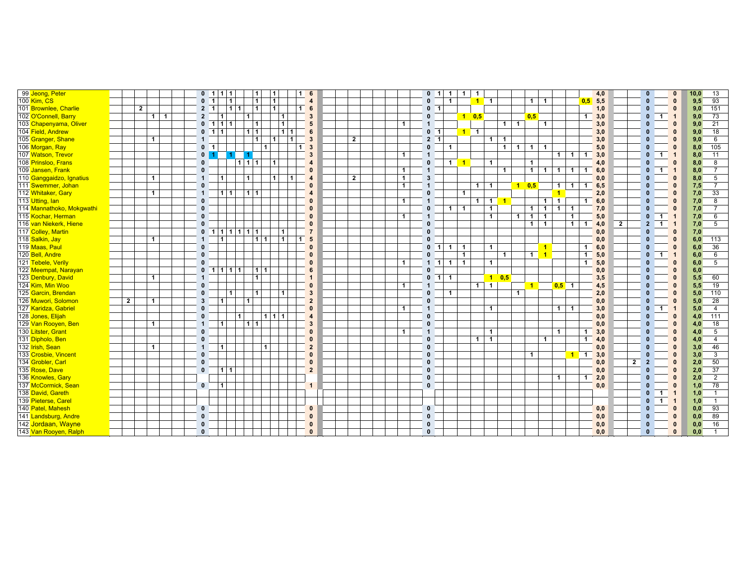| | | | | | | | | | | | | | | | | | | | | | | | | | | | | | | | | | | | | | | | | | | | | | | | | | |
|---|---|---|---|---|---|---|---|---|---|---|---|---|---|---|---|---|---|---|---|---|---|---|---|---|---|---|---|---|---|---|---|---|---|---|---|---|---|---|---|---|---|---|---|---|---|---|---|---|---|
| 99 | Jeong, Peter | | | | | | | | 0 | 1 | 1 | 1 | | | 1 | | 1 | | | 1 | 6 | | | | | | | | 0 | 1 | 1 | 1 | 1 | | | | | | | | | 4,0 | | | 0 | | 0 | 10,0 | 13 |
| 100 | Kim, CS | | | | | | | | 0 | 1 | | 1 | | | 1 | | 1 | | | | 4 | | | | | | | | 0 | | 1 | | 1 | 1 | | | 1 | 1 | | | 0,5 | 5,5 | | | 0 | | 0 | 9,5 | 93 |
| 101 | Brownlee, Charlie | | | 2 | | | | | 2 | 1 | | 1 | 1 | | 1 | | 1 | | | 1 | 6 | | | | | | | | 0 | 1 | | | | | | | | | | | | 1,0 | | | 0 | | 0 | 9,0 | 151 |
| 102 | O'Connell, Barry | | | | 1 | 1 | | | 2 | | 1 | | | 1 | | | | 1 | | | 3 | | | | | | | | 0 | | | 1 | 0,5 | | | | 0,5 | | | | 1 | 3,0 | | | 0 | 1 | 1 | 9,0 | 73 |
| 103 | Chapenyama, Oliver | | | | | | | | 0 | 1 | 1 | 1 | | | 1 | | | 1 | | | 5 | | | | | | | 1 | 1 | | | | | | 1 | 1 | | 1 | | | | 3,0 | | | 0 | | 0 | 9,0 | 21 |
| 104 | Field, Andrew | | | | | | | | 0 | 1 | 1 | | | 1 | 1 | | | 1 | 1 | | 6 | | | | | | | | 0 | 1 | | 1 | 1 | | | | | | | | | 3,0 | | | 0 | | 0 | 9,0 | 18 |
| 105 | Granger, Shane | | | | 1 | | | | 1 | | | | | | 1 | | 1 | | 1 | | 3 | | | 2 | | | | | 2 | 1 | | | | 1 | 1 | | | | | | | 3,0 | | | 0 | | 0 | 9,0 | 6 |
| 106 | Morgan, Ray | | | | | | | | 0 | 1 | | | | | | 1 | | | | 1 | 3 | | | | | | | | 0 | | 1 | | | | 1 | 1 | 1 | 1 | | | | 5,0 | | | 0 | | 0 | 8,0 | 105 |
| 107 | Watson, Trevor | | | | | | | | 0 | 1 | | 1 | | 1 | | | | | | | 3 | | | | | | | 1 | 1 | | | | | | | | | | 1 | 1 | 1 | 3,0 | | | 0 | 1 | 1 | 8,0 | 11 |
| 108 | Prinsloo, Frans | | | | | | | | 0 | | | | 1 | 1 | 1 | | 1 | | | | 4 | | | | | | | | 0 | | 1 | 1 | | 1 | | | 1 | | | | | 4,0 | | | 0 | | 0 | 8,0 | 8 |
| 109 | Jansen, Frank | | | | | | | | 0 | | | | | | | | | | | | 0 | | | | | | | 1 | 1 | | | | | | 1 | | 1 | 1 | 1 | 1 | 1 | 6,0 | | | 0 | 1 | 1 | 8,0 | 7 |
| 110 | Ganggaidzo, Ignatius | | | | 1 | | | | 1 | | 1 | | | 1 | | | 1 | | 1 | | 4 | | | 2 | | | | 1 | 3 | | | | | | | | | | | | | 0,0 | | | 0 | | 0 | 8,0 | 5 |
| 111 | Swemmer, Johan | | | | | | | | 0 | | | | | | | | | | | | 0 | | | | | | | 1 | 1 | | | | 1 | 1 | | 1 | 0,5 | | 1 | 1 | 1 | 6,5 | | | 0 | | 0 | 7,5 | 7 |
| 112 | Whitaker, Gary | | | | 1 | | | | 1 | | 1 | 1 | | 1 | 1 | | | | | | 4 | | | | | | | | 0 | | | 1 | | | | | | | 1 | | | 2,0 | | | 0 | | 0 | 7,0 | 33 |
| 113 | Utting, Ian | | | | | | | | 0 | | | | | | | | | | | | 0 | | | | | | | 1 | 1 | | | | 1 | 1 | 1 | | | 1 | 1 | | 1 | 6,0 | | | 0 | | 0 | 7,0 | 8 |
| 114 | Mannathoko, Mokgwathi | | | | | | | | 0 | | | | | | | | | | | | 0 | | | | | | | | 0 | | 1 | 1 | | 1 | | | 1 | 1 | 1 | 1 | | 7,0 | | | 0 | | 0 | 7,0 | 7 |
| 115 | Kochar, Herman | | | | | | | | 0 | | | | | | | | | | | | 0 | | | | | | | 1 | 1 | | | | | 1 | | 1 | 1 | 1 | | 1 | | 5,0 | | | 0 | 1 | 1 | 7,0 | 6 |
| 116 | van Niekerk, Hiene | | | | | | | | 0 | | | | | | | | | | | | 0 | | | | | | | | 0 | | | | | | | | 1 | 1 | | 1 | 1 | 4,0 | 2 | | 2 | 1 | 1 | 7,0 | 5 |
| 117 | Colley, Martin | | | | | | | | 0 | 1 | 1 | 1 | 1 | 1 | 1 | | | 1 | | | 7 | | | | | | | | 0 | | | | | | | | | | | | | 0,0 | | | 0 | | 0 | 7,0 | |
| 118 | Salkin, Jay | | | | 1 | | | | 1 | | 1 | | | | 1 | 1 | | 1 | | 1 | 5 | | | | | | | | 0 | | | | | | | | | | | | | 0,0 | | | 0 | | 0 | 6,0 | 113 |
| 119 | Maas, Paul | | | | | | | | 0 | | | | | | | | | | | | 0 | | | | | | | | 0 | 1 | 1 | 1 | | 1 | | | | 1 | | | 1 | 6,0 | | | 0 | | 0 | 6,0 | 36 |
| 120 | Bell, Andre | | | | | | | | 0 | | | | | | | | | | | | 0 | | | | | | | | 0 | | | 1 | | | 1 | | 1 | 1 | | | 1 | 5,0 | | | 0 | 1 | 1 | 6,0 | 6 |
| 121 | Tebele, Verily | | | | | | | | 0 | | | | | | | | | | | | 0 | | | | | | | 1 | 1 | 1 | 1 | 1 | | 1 | | | | | | | 1 | 5,0 | | | 0 | | 0 | 6,0 | 5 |
| 122 | Meempat, Narayan | | | | | | | | 0 | 1 | 1 | 1 | 1 | | 1 | 1 | | | | | 6 | | | | | | | | 0 | | | | | | | | | | | | | 0,0 | | | 0 | | 0 | 6,0 | |
| 123 | Denbury, David | | | | 1 | | | | 1 | | | | | | 1 | | | | | | 1 | | | | | | | | 0 | 1 | 1 | | | 1 | 0,5 | | | | | | | 3,5 | | | 0 | | 0 | 5,5 | 60 |
| 124 | Kim, Min Woo | | | | | | | | 0 | | | | | | | | | | | | 0 | | | | | | | 1 | 1 | | | | 1 | 1 | | | 1 | | 0,5 | 1 | | 4,5 | | | 0 | | 0 | 5,5 | 19 |
| 125 | Garcin, Brendan | | | | | | | | 0 | | | 1 | | | 1 | | | 1 | | | 3 | | | | | | | | 0 | | 1 | | | | | 1 | | | | | | 2,0 | | | 0 | | 0 | 5,0 | 110 |
| 126 | Muwori, Solomon | | 2 | | 1 | | | | 3 | | 1 | | | 1 | | | | | | | 2 | | | | | | | | 0 | | | | | | | | | | | | | 0,0 | | | 0 | | 0 | 5,0 | 28 |
| 127 | Karidza, Gabriel | | | | | | | | 0 | | | | | | | | | | | | 0 | | | | | | | 1 | 1 | | | | | 1 | | | | | 1 | 1 | | 3,0 | | | 0 | 1 | 1 | 5,0 | 4 |
| 128 | Jones, Elijah | | | | | | | | 0 | | | | 1 | | | 1 | 1 | 1 | | | 4 | | | | | | | | 0 | | | | | | | | | | | | | 0,0 | | | 0 | | 0 | 4,0 | 111 |
| 129 | Van Rooyen, Ben | | | | 1 | | | | 1 | | 1 | | | 1 | 1 | | | | | | 3 | | | | | | | | 0 | | | | | | | | | | | | | 0,0 | | | 0 | | 0 | 4,0 | 18 |
| 130 | Litster, Grant | | | | | | | | 0 | | | | | | | | | | | | 0 | | | | | | | 1 | 1 | | | | | 1 | | | | | 1 | | 1 | 3,0 | | | 0 | | 0 | 4,0 | 5 |
| 131 | Dipholo, Ben | | | | | | | | 0 | | | | | | | | | | | | 0 | | | | | | | | 0 | | | | 1 | 1 | | | | 1 | | | 1 | 4,0 | | | 0 | | 0 | 4,0 | 4 |
| 132 | Irish, Sean | | | | 1 | | | | 1 | | 1 | | | | | 1 | | | | | 2 | | | | | | | | 0 | | | | | | | | | | | | | 0,0 | | | 0 | | 0 | 3,0 | 46 |
| 133 | Crosbie, Vincent | | | | | | | | 0 | | | | | | | | | | | | 0 | | | | | | | | 0 | | | | | | | | 1 | | | 1 | 1 | 3,0 | | | 0 | | 0 | 3,0 | 3 |
| 134 | Grobler, Carl | | | | | | | | 0 | | | | | | | | | | | | 0 | | | | | | | | 0 | | | | | | | | | | | | | 0,0 | | 2 | 2 | | 0 | 2,0 | 50 |
| 135 | Rose, Dave | | | | | | | | 0 | | 1 | 1 | | | | | | | | | 2 | | | | | | | | 0 | | | | | | | | | | | | | 0,0 | | | 0 | | 0 | 2,0 | 37 |
| 136 | Knowles, Gary | | | | | | | | | | | | | | | | | | | | | | | | | | | | 0 | | | | | | | | | | 1 | | 1 | 2,0 | | | 0 | | 0 | 2,0 | 2 |
| 137 | McCormick, Sean | | | | | | | | 0 | | 1 | | | | | | | | | | 1 | | | | | | | | 0 | | | | | | | | | | | | | 0,0 | | | 0 | | 0 | 1,0 | 78 |
| 138 | David, Gareth | | | | | | | | | | | | | | | | | | | | | | | | | | | | | | | | | | | | | | | | | | | | 0 | 1 | 1 | 1,0 | 1 |
| 139 | Pieterse, Carel | | | | | | | | | | | | | | | | | | | | | | | | | | | | | | | | | | | | | | | | | | | | 0 | 1 | 1 | 1,0 | 1 |
| 140 | Patel, Mahesh | | | | | | | | 0 | | | | | | | | | | | | 0 | | | | | | | | 0 | | | | | | | | | | | | | 0,0 | | | 0 | | 0 | 0,0 | 93 |
| 141 | Landsburg, Andre | | | | | | | | 0 | | | | | | | | | | | | 0 | | | | | | | | 0 | | | | | | | | | | | | | 0,0 | | | 0 | | 0 | 0,0 | 89 |
| 142 | Jordaan, Wayne | | | | | | | | 0 | | | | | | | | | | | | 0 | | | | | | | | 0 | | | | | | | | | | | | | 0,0 | | | 0 | | 0 | 0,0 | 16 |
| 143 | Van Rooyen, Ralph | | | | | | | | 0 | | | | | | | | | | | | 0 | | | | | | | | 0 | | | | | | | | | | | | | 0,0 | | | 0 | | 0 | 0,0 | 1 |